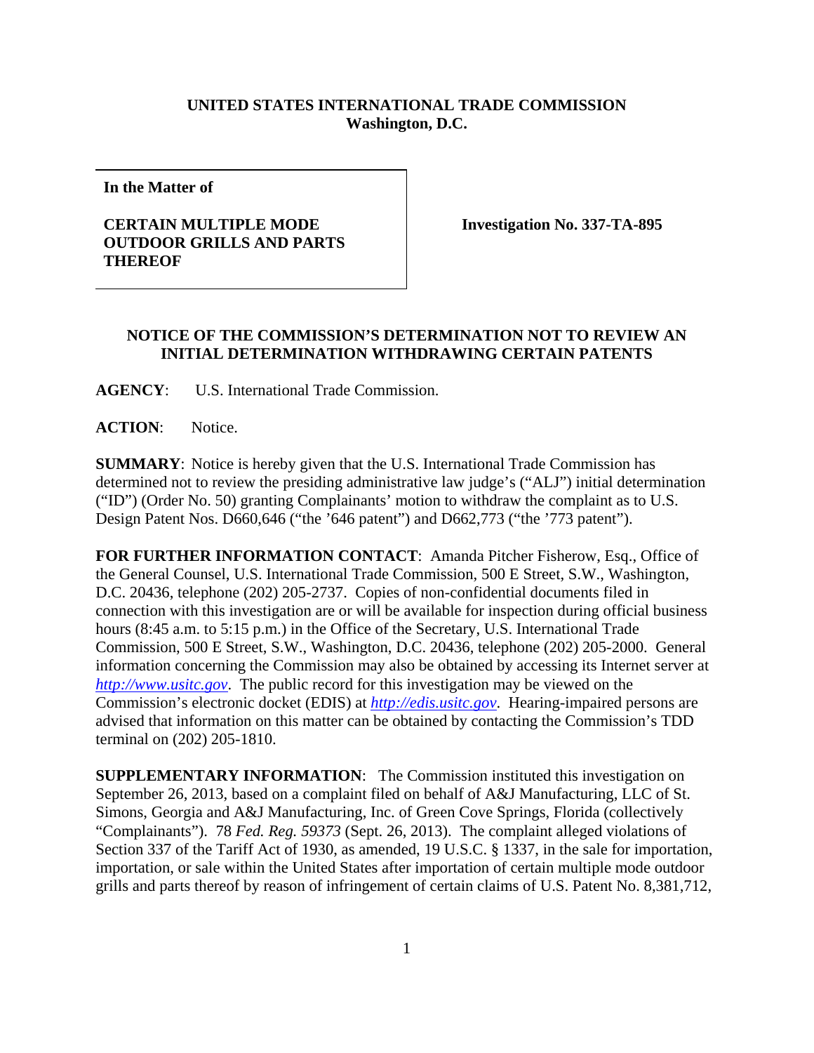**UNITED STATES INTERNATIONAL TRADE COMMISSION**
**Washington, D.C.**

| **In the Matter of** **CERTAIN MULTIPLE MODE OUTDOOR GRILLS AND PARTS THEREOF** | **Investigation No. 337-TA-895** |
|---|---|

**NOTICE OF THE COMMISSION'S DETERMINATION NOT TO REVIEW AN INITIAL DETERMINATION WITHDRAWING CERTAIN PATENTS**

**AGENCY**: U.S. International Trade Commission.

**ACTION**: Notice.

**SUMMARY**: Notice is hereby given that the U.S. International Trade Commission has determined not to review the presiding administrative law judge's ("ALJ") initial determination ("ID") (Order No. 50) granting Complainants' motion to withdraw the complaint as to U.S. Design Patent Nos. D660,646 ("the '646 patent") and D662,773 ("the '773 patent").

**FOR FURTHER INFORMATION CONTACT**: Amanda Pitcher Fisherow, Esq., Office of the General Counsel, U.S. International Trade Commission, 500 E Street, S.W., Washington, D.C. 20436, telephone (202) 205-2737. Copies of non-confidential documents filed in connection with this investigation are or will be available for inspection during official business hours (8:45 a.m. to 5:15 p.m.) in the Office of the Secretary, U.S. International Trade Commission, 500 E Street, S.W., Washington, D.C. 20436, telephone (202) 205-2000. General information concerning the Commission may also be obtained by accessing its Internet server at *http://www.usitc.gov*. The public record for this investigation may be viewed on the Commission's electronic docket (EDIS) at *http://edis.usitc.gov*. Hearing-impaired persons are advised that information on this matter can be obtained by contacting the Commission's TDD terminal on (202) 205-1810.

**SUPPLEMENTARY INFORMATION**: The Commission instituted this investigation on September 26, 2013, based on a complaint filed on behalf of A&J Manufacturing, LLC of St. Simons, Georgia and A&J Manufacturing, Inc. of Green Cove Springs, Florida (collectively "Complainants"). 78 *Fed. Reg. 59373* (Sept. 26, 2013). The complaint alleged violations of Section 337 of the Tariff Act of 1930, as amended, 19 U.S.C. § 1337, in the sale for importation, importation, or sale within the United States after importation of certain multiple mode outdoor grills and parts thereof by reason of infringement of certain claims of U.S. Patent No. 8,381,712,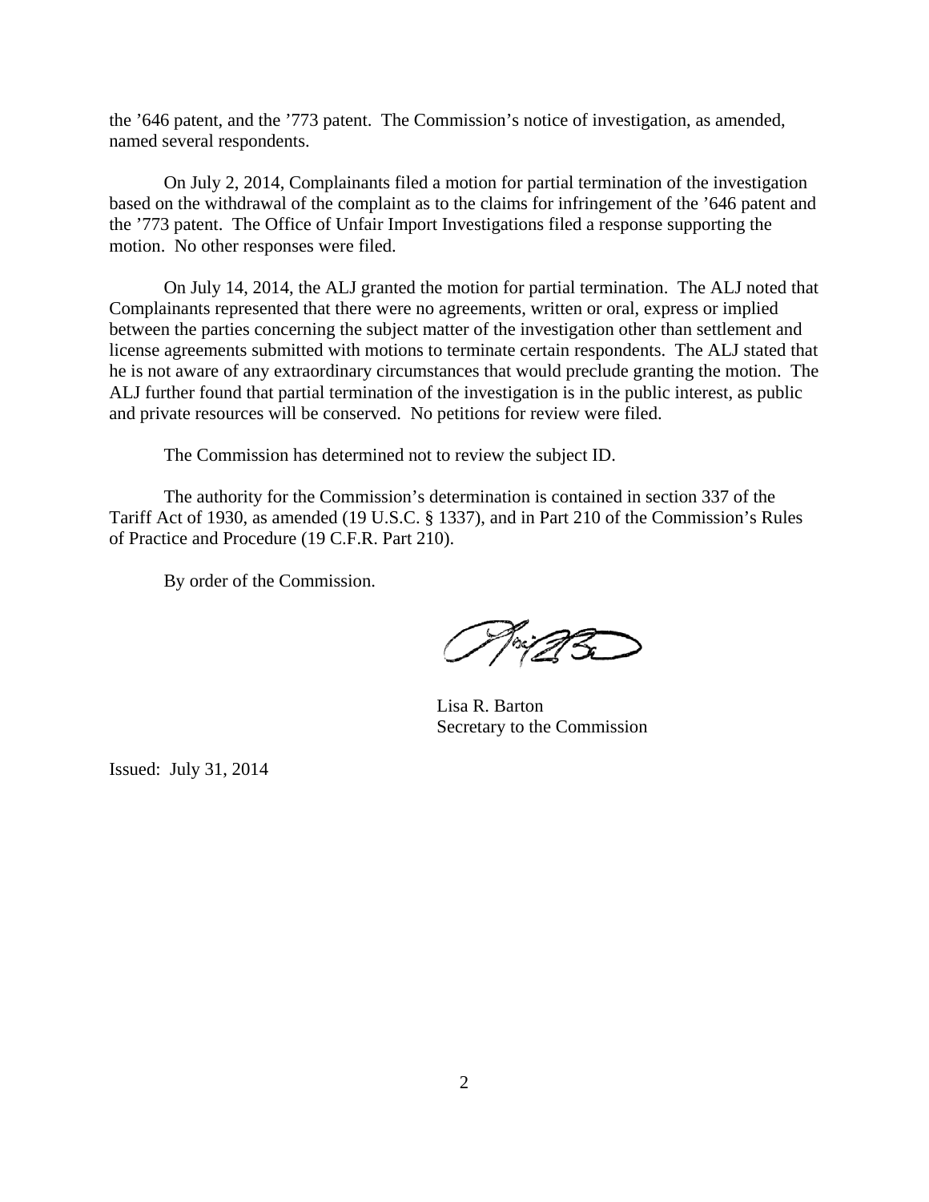the ’646 patent, and the ’773 patent. The Commission’s notice of investigation, as amended, named several respondents.

On July 2, 2014, Complainants filed a motion for partial termination of the investigation based on the withdrawal of the complaint as to the claims for infringement of the ’646 patent and the ’773 patent. The Office of Unfair Import Investigations filed a response supporting the motion. No other responses were filed.

On July 14, 2014, the ALJ granted the motion for partial termination. The ALJ noted that Complainants represented that there were no agreements, written or oral, express or implied between the parties concerning the subject matter of the investigation other than settlement and license agreements submitted with motions to terminate certain respondents. The ALJ stated that he is not aware of any extraordinary circumstances that would preclude granting the motion. The ALJ further found that partial termination of the investigation is in the public interest, as public and private resources will be conserved. No petitions for review were filed.

The Commission has determined not to review the subject ID.

The authority for the Commission’s determination is contained in section 337 of the Tariff Act of 1930, as amended (19 U.S.C. § 1337), and in Part 210 of the Commission’s Rules of Practice and Procedure (19 C.F.R. Part 210).

By order of the Commission.

Lisa R. Barton
Secretary to the Commission

Issued: July 31, 2014